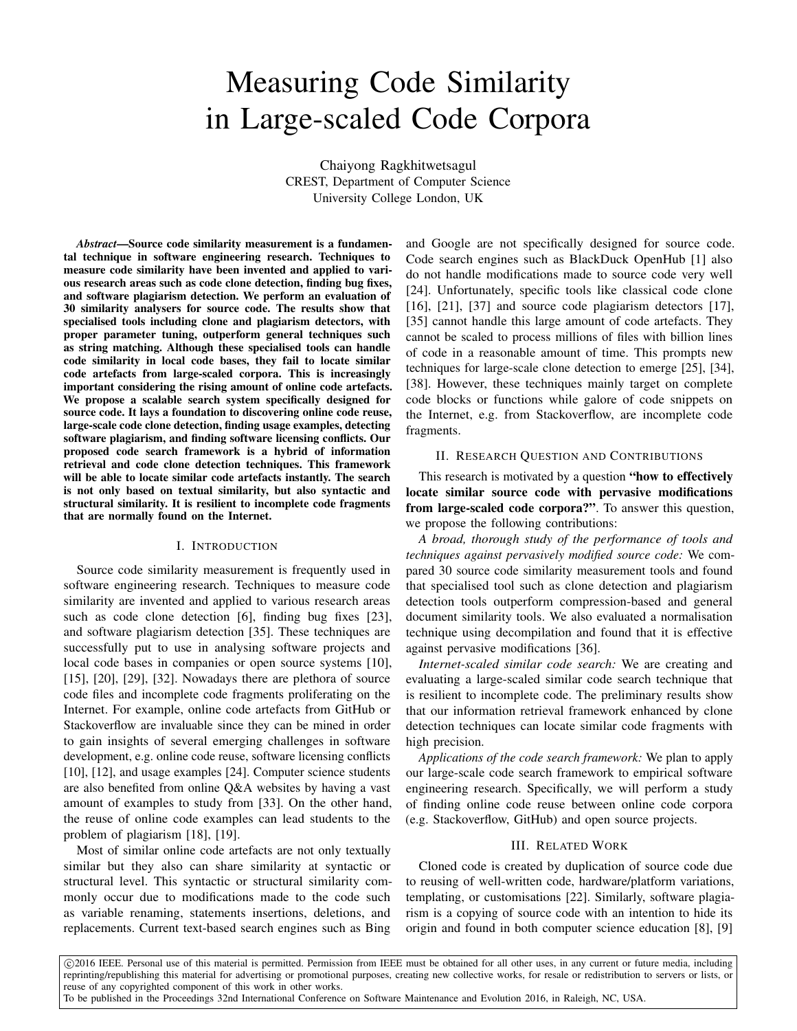# Measuring Code Similarity in Large-scaled Code Corpora

Chaiyong Ragkhitwetsagul
CREST, Department of Computer Science
University College London, UK

***Abstract*—Source code similarity measurement is a fundamental technique in software engineering research. Techniques to measure code similarity have been invented and applied to various research areas such as code clone detection, finding bug fixes, and software plagiarism detection. We perform an evaluation of 30 similarity analysers for source code. The results show that specialised tools including clone and plagiarism detectors, with proper parameter tuning, outperform general techniques such as string matching. Although these specialised tools can handle code similarity in local code bases, they fail to locate similar code artefacts from large-scaled corpora. This is increasingly important considering the rising amount of online code artefacts. We propose a scalable search system specifically designed for source code. It lays a foundation to discovering online code reuse, large-scale code clone detection, finding usage examples, detecting software plagiarism, and finding software licensing conflicts. Our proposed code search framework is a hybrid of information retrieval and code clone detection techniques. This framework will be able to locate similar code artefacts instantly. The search is not only based on textual similarity, but also syntactic and structural similarity. It is resilient to incomplete code fragments that are normally found on the Internet.**

## I. Introduction

Source code similarity measurement is frequently used in software engineering research. Techniques to measure code similarity are invented and applied to various research areas such as code clone detection [6], finding bug fixes [23], and software plagiarism detection [35]. These techniques are successfully put to use in analysing software projects and local code bases in companies or open source systems [10], [15], [20], [29], [32]. Nowadays there are plethora of source code files and incomplete code fragments proliferating on the Internet. For example, online code artefacts from GitHub or Stackoverflow are invaluable since they can be mined in order to gain insights of several emerging challenges in software development, e.g. online code reuse, software licensing conflicts [10], [12], and usage examples [24]. Computer science students are also benefited from online Q&A websites by having a vast amount of examples to study from [33]. On the other hand, the reuse of online code examples can lead students to the problem of plagiarism [18], [19].

Most of similar online code artefacts are not only textually similar but they also can share similarity at syntactic or structural level. This syntactic or structural similarity commonly occur due to modifications made to the code such as variable renaming, statements insertions, deletions, and replacements. Current text-based search engines such as Bing and Google are not specifically designed for source code. Code search engines such as BlackDuck OpenHub [1] also do not handle modifications made to source code very well [24]. Unfortunately, specific tools like classical code clone [16], [21], [37] and source code plagiarism detectors [17], [35] cannot handle this large amount of code artefacts. They cannot be scaled to process millions of files with billion lines of code in a reasonable amount of time. This prompts new techniques for large-scale clone detection to emerge [25], [34], [38]. However, these techniques mainly target on complete code blocks or functions while galore of code snippets on the Internet, e.g. from Stackoverflow, are incomplete code fragments.

## II. Research Question and Contributions

This research is motivated by a question **"how to effectively locate similar source code with pervasive modifications from large-scaled code corpora?"**. To answer this question, we propose the following contributions:

*A broad, thorough study of the performance of tools and techniques against pervasively modified source code:* We compared 30 source code similarity measurement tools and found that specialised tool such as clone detection and plagiarism detection tools outperform compression-based and general document similarity tools. We also evaluated a normalisation technique using decompilation and found that it is effective against pervasive modifications [36].

*Internet-scaled similar code search:* We are creating and evaluating a large-scaled similar code search technique that is resilient to incomplete code. The preliminary results show that our information retrieval framework enhanced by clone detection techniques can locate similar code fragments with high precision.

*Applications of the code search framework:* We plan to apply our large-scale code search framework to empirical software engineering research. Specifically, we will perform a study of finding online code reuse between online code corpora (e.g. Stackoverflow, GitHub) and open source projects.

## III. Related Work

Cloned code is created by duplication of source code due to reusing of well-written code, hardware/platform variations, templating, or customisations [22]. Similarly, software plagiarism is a copying of source code with an intention to hide its origin and found in both computer science education [8], [9]

©2016 IEEE. Personal use of this material is permitted. Permission from IEEE must be obtained for all other uses, in any current or future media, including reprinting/republishing this material for advertising or promotional purposes, creating new collective works, for resale or redistribution to servers or lists, or reuse of any copyrighted component of this work in other works.
To be published in the Proceedings 32nd International Conference on Software Maintenance and Evolution 2016, in Raleigh, NC, USA.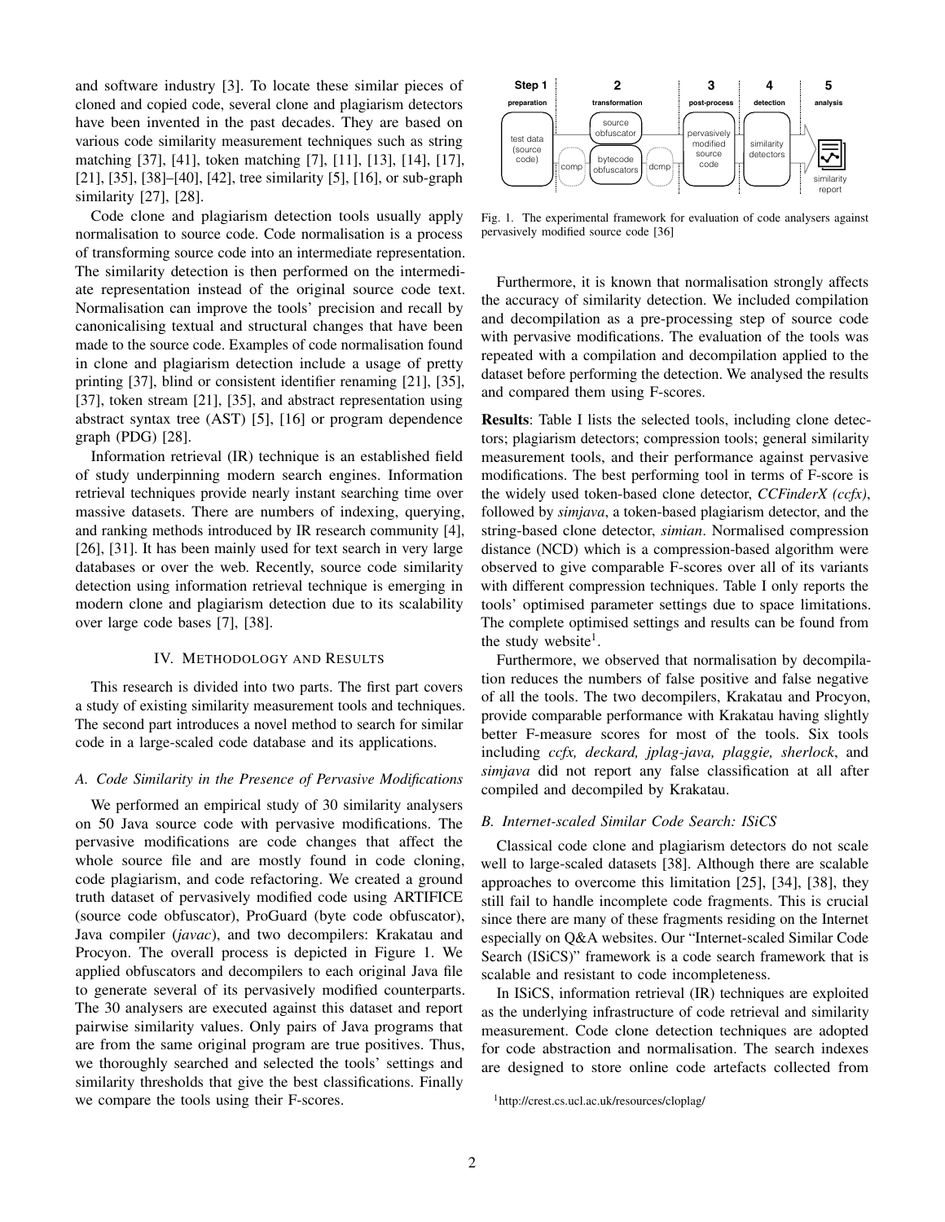and software industry [3]. To locate these similar pieces of cloned and copied code, several clone and plagiarism detectors have been invented in the past decades. They are based on various code similarity measurement techniques such as string matching [37], [41], token matching [7], [11], [13], [14], [17], [21], [35], [38]–[40], [42], tree similarity [5], [16], or sub-graph similarity [27], [28].

Code clone and plagiarism detection tools usually apply normalisation to source code. Code normalisation is a process of transforming source code into an intermediate representation. The similarity detection is then performed on the intermediate representation instead of the original source code text. Normalisation can improve the tools' precision and recall by canonicalising textual and structural changes that have been made to the source code. Examples of code normalisation found in clone and plagiarism detection include a usage of pretty printing [37], blind or consistent identifier renaming [21], [35], [37], token stream [21], [35], and abstract representation using abstract syntax tree (AST) [5], [16] or program dependence graph (PDG) [28].

Information retrieval (IR) technique is an established field of study underpinning modern search engines. Information retrieval techniques provide nearly instant searching time over massive datasets. There are numbers of indexing, querying, and ranking methods introduced by IR research community [4], [26], [31]. It has been mainly used for text search in very large databases or over the web. Recently, source code similarity detection using information retrieval technique is emerging in modern clone and plagiarism detection due to its scalability over large code bases [7], [38].

## IV. Methodology and Results

This research is divided into two parts. The first part covers a study of existing similarity measurement tools and techniques. The second part introduces a novel method to search for similar code in a large-scaled code database and its applications.

### A. Code Similarity in the Presence of Pervasive Modifications

We performed an empirical study of 30 similarity analysers on 50 Java source code with pervasive modifications. The pervasive modifications are code changes that affect the whole source file and are mostly found in code cloning, code plagiarism, and code refactoring. We created a ground truth dataset of pervasively modified code using ARTIFICE (source code obfuscator), ProGuard (byte code obfuscator), Java compiler (*javac*), and two decompilers: Krakatau and Procyon. The overall process is depicted in Figure 1. We applied obfuscators and decompilers to each original Java file to generate several of its pervasively modified counterparts. The 30 analysers are executed against this dataset and report pairwise similarity values. Only pairs of Java programs that are from the same original program are true positives. Thus, we thoroughly searched and selected the tools' settings and similarity thresholds that give the best classifications. Finally we compare the tools using their F-scores.

Step 1
preparation
2
transformation
3
post-process
4
detection
5
analysis
test data (source code)
source obfuscator
comp
bytecode obfuscators
dcmp
pervasively modified source code
similarity detectors
similarity report

Fig. 1. The experimental framework for evaluation of code analysers against pervasively modified source code [36]

Furthermore, it is known that normalisation strongly affects the accuracy of similarity detection. We included compilation and decompilation as a pre-processing step of source code with pervasive modifications. The evaluation of the tools was repeated with a compilation and decompilation applied to the dataset before performing the detection. We analysed the results and compared them using F-scores.

**Results**: Table I lists the selected tools, including clone detectors; plagiarism detectors; compression tools; general similarity measurement tools, and their performance against pervasive modifications. The best performing tool in terms of F-score is the widely used token-based clone detector, *CCFinderX (ccfx)*, followed by *simjava*, a token-based plagiarism detector, and the string-based clone detector, *simian*. Normalised compression distance (NCD) which is a compression-based algorithm were observed to give comparable F-scores over all of its variants with different compression techniques. Table I only reports the tools' optimised parameter settings due to space limitations. The complete optimised settings and results can be found from the study website[1].

Furthermore, we observed that normalisation by decompilation reduces the numbers of false positive and false negative of all the tools. The two decompilers, Krakatau and Procyon, provide comparable performance with Krakatau having slightly better F-measure scores for most of the tools. Six tools including *ccfx, deckard, jplag-java, plaggie, sherlock*, and *simjava* did not report any false classification at all after compiled and decompiled by Krakatau.

### B. Internet-scaled Similar Code Search: ISiCS

Classical code clone and plagiarism detectors do not scale well to large-scaled datasets [38]. Although there are scalable approaches to overcome this limitation [25], [34], [38], they still fail to handle incomplete code fragments. This is crucial since there are many of these fragments residing on the Internet especially on Q&A websites. Our "Internet-scaled Similar Code Search (ISiCS)" framework is a code search framework that is scalable and resistant to code incompleteness.

In ISiCS, information retrieval (IR) techniques are exploited as the underlying infrastructure of code retrieval and similarity measurement. Code clone detection techniques are adopted for code abstraction and normalisation. The search indexes are designed to store online code artefacts collected from

[1] http://crest.cs.ucl.ac.uk/resources/cloplag/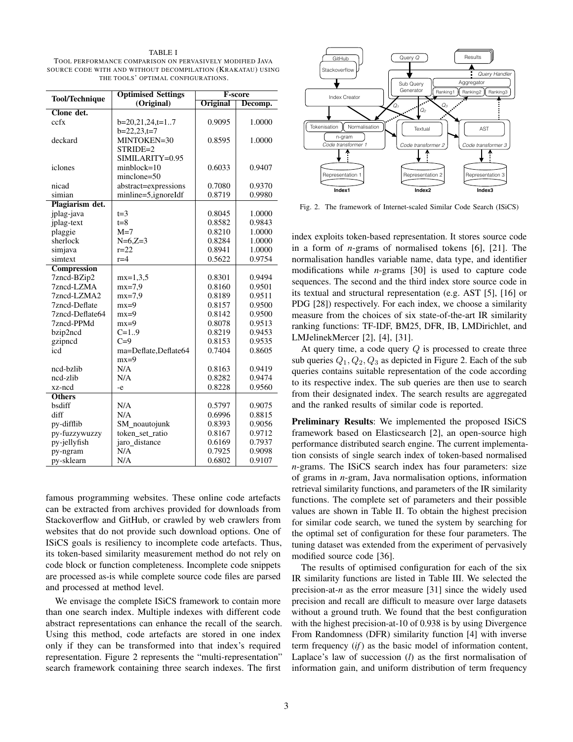TABLE I
TOOL PERFORMANCE COMPARISON ON PERVASIVELY MODIFIED JAVA SOURCE CODE WITH AND WITHOUT DECOMPILATION (KRAKATAU) USING THE TOOLS' OPTIMAL CONFIGURATIONS.

| Tool/Technique | Optimised Settings (Original) | F-score | |
|---|---|---|---|
| | | Original | Decomp. |
| **Clone det.** | | | |
| ccfx | b=20,21,24,t=1..7 b=22,23,t=7 | 0.9095 | 1.0000 |
| deckard | MINTOKEN=30 STRIDE=2 SIMILARITY=0.95 | 0.8595 | 1.0000 |
| iclones | minblock=10 minclone=50 | 0.6033 | 0.9407 |
| nicad | abstract=expressions | 0.7080 | 0.9370 |
| simian | minline=5,ignoreIdf | 0.8719 | 0.9980 |
| **Plagiarism det.** | | | |
| jplag-java | t=3 | 0.8045 | 1.0000 |
| jplag-text | t=8 | 0.8582 | 0.9843 |
| plaggie | M=7 | 0.8210 | 1.0000 |
| sherlock | N=6,Z=3 | 0.8284 | 1.0000 |
| simjava | r=22 | 0.8941 | 1.0000 |
| simtext | r=4 | 0.5622 | 0.9754 |
| **Compression** | | | |
| 7zncd-BZip2 | mx=1,3,5 | 0.8301 | 0.9494 |
| 7zncd-LZMA | mx=7,9 | 0.8160 | 0.9501 |
| 7zncd-LZMA2 | mx=7,9 | 0.8189 | 0.9511 |
| 7zncd-Deflate | mx=9 | 0.8157 | 0.9500 |
| 7zncd-Deflate64 | mx=9 | 0.8142 | 0.9500 |
| 7zncd-PPMd | mx=9 | 0.8078 | 0.9513 |
| bzip2ncd | C=1..9 | 0.8219 | 0.9453 |
| gzipncd | C=9 | 0.8153 | 0.9535 |
| icd | ma=Deflate,Deflate64 mx=9 | 0.7404 | 0.8605 |
| ncd-bzlib | N/A | 0.8163 | 0.9419 |
| ncd-zlib | N/A | 0.8282 | 0.9474 |
| xz-ncd | -e | 0.8228 | 0.9560 |
| **Others** | | | |
| bsdiff | N/A | 0.5797 | 0.9075 |
| diff | N/A | 0.6996 | 0.8815 |
| py-difflib | SM_noautojunk | 0.8393 | 0.9056 |
| py-fuzzywuzzy | token_set_ratio | 0.8167 | 0.9712 |
| py-jellyfish | jaro_distance | 0.6169 | 0.7937 |
| py-ngram | N/A | 0.7925 | 0.9098 |
| py-sklearn | N/A | 0.6802 | 0.9107 |

famous programming websites. These online code artefacts can be extracted from archives provided for downloads from Stackoverflow and GitHub, or crawled by web crawlers from websites that do not provide such download options. One of ISiCS goals is resiliency to incomplete code artefacts. Thus, its token-based similarity measurement method do not rely on code block or function completeness. Incomplete code snippets are processed as-is while complete source code files are parsed and processed at method level.

We envisage the complete ISiCS framework to contain more than one search index. Multiple indexes with different code abstract representations can enhance the recall of the search. Using this method, code artefacts are stored in one index only if they can be transformed into that index's required representation. Figure 2 represents the "multi-representation" search framework containing three search indexes. The first index exploits token-based representation. It stores source code in a form of *n*-grams of normalised tokens [6], [21]. The normalisation handles variable name, data type, and identifier modifications while *n*-grams [30] is used to capture code sequences. The second and the third index store source code in its textual and structural representation (e.g. AST [5], [16] or PDG [28]) respectively. For each index, we choose a similarity measure from the choices of six state-of-the-art IR similarity ranking functions: TF-IDF, BM25, DFR, IB, LMDirichlet, and LMJelinekMercer [2], [4], [31].

Fig. 2. The framework of Internet-scaled Similar Code Search (ISiCS)

At query time, a code query $Q$ is processed to create three sub queries $Q_1, Q_2, Q_3$ as depicted in Figure 2. Each of the sub queries contains suitable representation of the code according to its respective index. The sub queries are then use to search from their designated index. The search results are aggregated and the ranked results of similar code is reported.

**Preliminary Results**: We implemented the proposed ISiCS framework based on Elasticsearch [2], an open-source high performance distributed search engine. The current implementation consists of single search index of token-based normalised *n*-grams. The ISiCS search index has four parameters: size of grams in *n*-gram, Java normalisation options, information retrieval similarity functions, and parameters of the IR similarity functions. The complete set of parameters and their possible values are shown in Table II. To obtain the highest precision for similar code search, we tuned the system by searching for the optimal set of configuration for these four parameters. The tuning dataset was extended from the experiment of pervasively modified source code [36].

The results of optimised configuration for each of the six IR similarity functions are listed in Table III. We selected the precision-at-*n* as the error measure [31] since the widely used precision and recall are difficult to measure over large datasets without a ground truth. We found that the best configuration with the highest precision-at-10 of 0.938 is by using Divergence From Randomness (DFR) similarity function [4] with inverse term frequency (*if*) as the basic model of information content, Laplace's law of succession (*l*) as the first normalisation of information gain, and uniform distribution of term frequency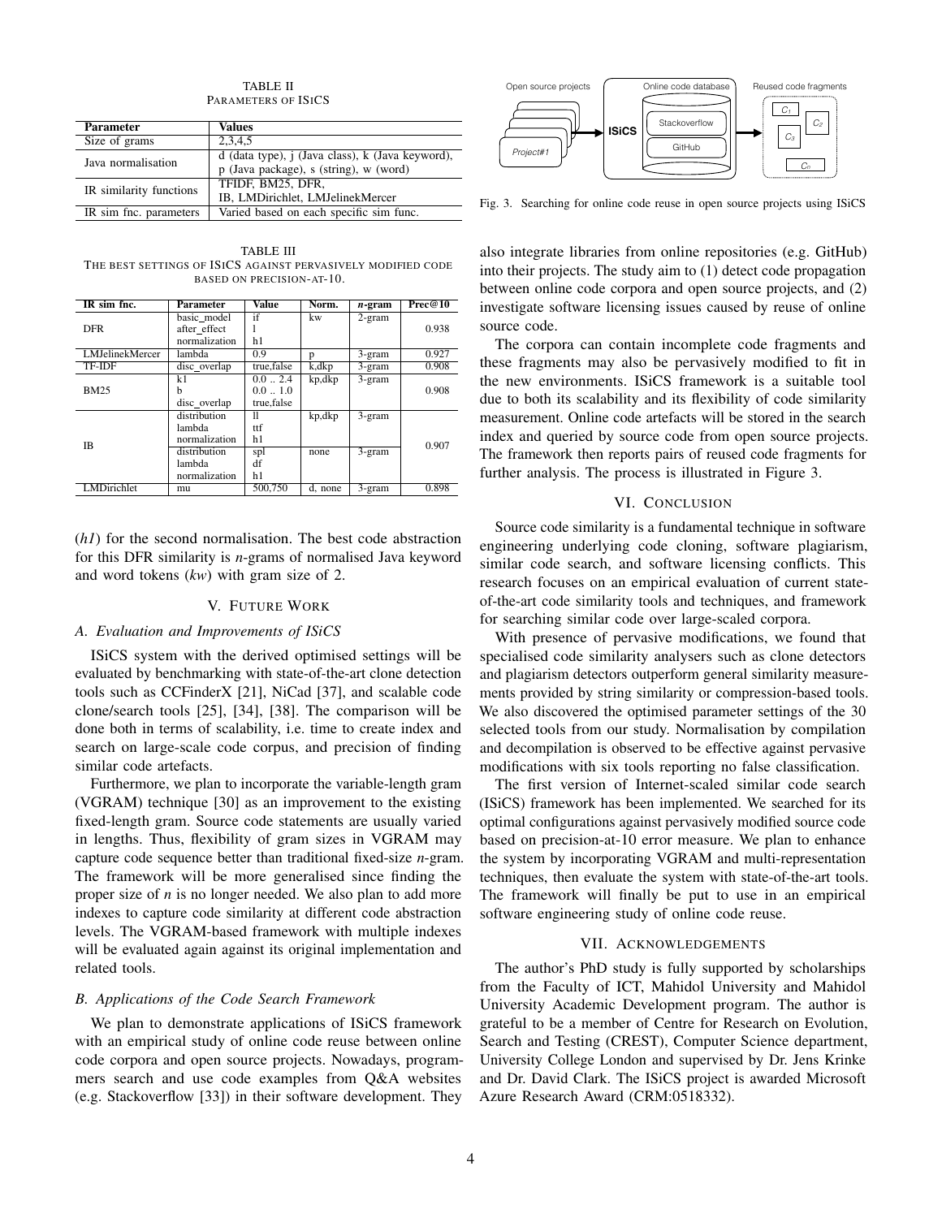TABLE II
PARAMETERS OF ISICS

| Parameter | Values |
|---|---|
| Size of grams | 2,3,4,5 |
| Java normalisation | d (data type), j (Java class), k (Java keyword), p (Java package), s (string), w (word) |
| IR similarity functions | TFIDF, BM25, DFR, IB, LMDirichlet, LMJelinekMercer |
| IR sim fnc. parameters | Varied based on each specific sim func. |

TABLE III
THE BEST SETTINGS OF ISICS AGAINST PERVASIVELY MODIFIED CODE BASED ON PRECISION-AT-10.

| IR sim fnc. | Parameter | Value | Norm. | *n*-gram | Prec@10 |
|---|---|---|---|---|---|
| DFR | basic_model<br>after_effect<br>normalization | if<br>l<br>h1 | kw | 2-gram | 0.938 |
| LMJelinekMercer | lambda | 0.9 | p | 3-gram | 0.927 |
| TF-IDF | disc_overlap | true,false | k,dkp | 3-gram | 0.908 |
| BM25 | k1<br>b<br>disc_overlap | 0.0 .. 2.4<br>0.0 .. 1.0<br>true,false | kp,dkp | 3-gram | 0.908 |
| IB | distribution<br>lambda<br>normalization | ll<br>ttf<br>h1 | kp,dkp | 3-gram | 0.907 |
| | distribution<br>lambda<br>normalization | spl<br>df<br>h1 | none | 3-gram | |
| LMDirichlet | mu | 500,750 | d, none | 3-gram | 0.898 |

(*h1*) for the second normalisation. The best code abstraction for this DFR similarity is *n*-grams of normalised Java keyword and word tokens (*kw*) with gram size of 2.

## V. FUTURE WORK

### A. Evaluation and Improvements of ISiCS

ISiCS system with the derived optimised settings will be evaluated by benchmarking with state-of-the-art clone detection tools such as CCFinderX [21], NiCad [37], and scalable code clone/search tools [25], [34], [38]. The comparison will be done both in terms of scalability, i.e. time to create index and search on large-scale code corpus, and precision of finding similar code artefacts.

Furthermore, we plan to incorporate the variable-length gram (VGRAM) technique [30] as an improvement to the existing fixed-length gram. Source code statements are usually varied in lengths. Thus, flexibility of gram sizes in VGRAM may capture code sequence better than traditional fixed-size *n*-gram. The framework will be more generalised since finding the proper size of *n* is no longer needed. We also plan to add more indexes to capture code similarity at different code abstraction levels. The VGRAM-based framework with multiple indexes will be evaluated again against its original implementation and related tools.

### B. Applications of the Code Search Framework

We plan to demonstrate applications of ISiCS framework with an empirical study of online code reuse between online code corpora and open source projects. Nowadays, programmers search and use code examples from Q&A websites (e.g. Stackoverflow [33]) in their software development. They also integrate libraries from online repositories (e.g. GitHub) into their projects. The study aim to (1) detect code propagation between online code corpora and open source projects, and (2) investigate software licensing issues caused by reuse of online source code.

The corpora can contain incomplete code fragments and these fragments may also be pervasively modified to fit in the new environments. ISiCS framework is a suitable tool due to both its scalability and its flexibility of code similarity measurement. Online code artefacts will be stored in the search index and queried by source code from open source projects. The framework then reports pairs of reused code fragments for further analysis. The process is illustrated in Figure 3.

Fig. 3. Searching for online code reuse in open source projects using ISiCS

## VI. CONCLUSION

Source code similarity is a fundamental technique in software engineering underlying code cloning, software plagiarism, similar code search, and software licensing conflicts. This research focuses on an empirical evaluation of current state-of-the-art code similarity tools and techniques, and framework for searching similar code over large-scaled corpora.

With presence of pervasive modifications, we found that specialised code similarity analysers such as clone detectors and plagiarism detectors outperform general similarity measurements provided by string similarity or compression-based tools. We also discovered the optimised parameter settings of the 30 selected tools from our study. Normalisation by compilation and decompilation is observed to be effective against pervasive modifications with six tools reporting no false classification.

The first version of Internet-scaled similar code search (ISiCS) framework has been implemented. We searched for its optimal configurations against pervasively modified source code based on precision-at-10 error measure. We plan to enhance the system by incorporating VGRAM and multi-representation techniques, then evaluate the system with state-of-the-art tools. The framework will finally be put to use in an empirical software engineering study of online code reuse.

## VII. ACKNOWLEDGEMENTS

The author's PhD study is fully supported by scholarships from the Faculty of ICT, Mahidol University and Mahidol University Academic Development program. The author is grateful to be a member of Centre for Research on Evolution, Search and Testing (CREST), Computer Science department, University College London and supervised by Dr. Jens Krinke and Dr. David Clark. The ISiCS project is awarded Microsoft Azure Research Award (CRM:0518332).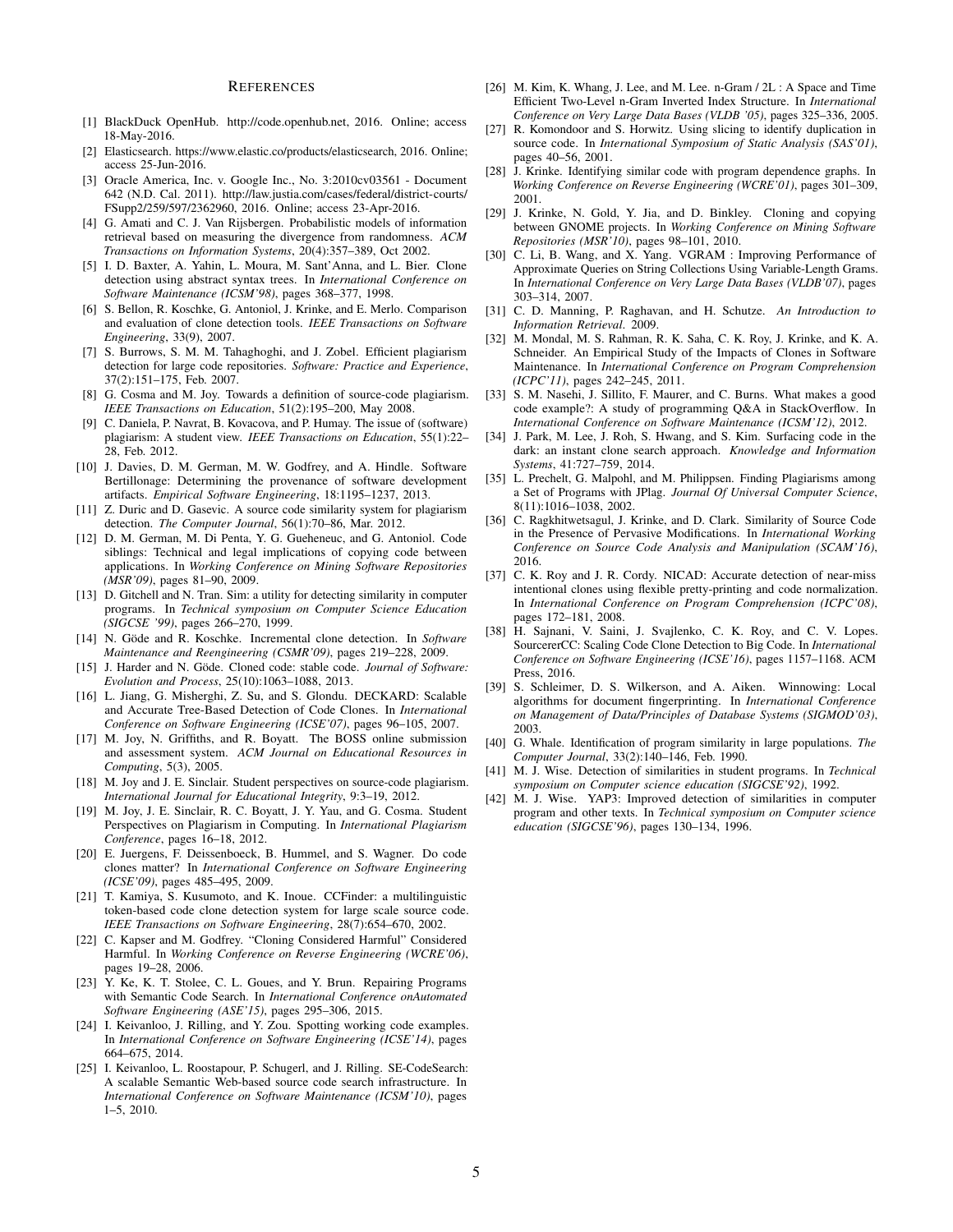## References

[1] BlackDuck OpenHub. http://code.openhub.net, 2016. Online; access 18-May-2016.

[2] Elasticsearch. https://www.elastic.co/products/elasticsearch, 2016. Online; access 25-Jun-2016.

[3] Oracle America, Inc. v. Google Inc., No. 3:2010cv03561 - Document 642 (N.D. Cal. 2011). http://law.justia.com/cases/federal/district-courts/FSupp2/259/597/2362960, 2016. Online; access 23-Apr-2016.

[4] G. Amati and C. J. Van Rijsbergen. Probabilistic models of information retrieval based on measuring the divergence from randomness. *ACM Transactions on Information Systems*, 20(4):357–389, Oct 2002.

[5] I. D. Baxter, A. Yahin, L. Moura, M. Sant'Anna, and L. Bier. Clone detection using abstract syntax trees. In *International Conference on Software Maintenance (ICSM'98)*, pages 368–377, 1998.

[6] S. Bellon, R. Koschke, G. Antoniol, J. Krinke, and E. Merlo. Comparison and evaluation of clone detection tools. *IEEE Transactions on Software Engineering*, 33(9), 2007.

[7] S. Burrows, S. M. M. Tahaghoghi, and J. Zobel. Efficient plagiarism detection for large code repositories. *Software: Practice and Experience*, 37(2):151–175, Feb. 2007.

[8] G. Cosma and M. Joy. Towards a definition of source-code plagiarism. *IEEE Transactions on Education*, 51(2):195–200, May 2008.

[9] C. Daniela, P. Navrat, B. Kovacova, and P. Humay. The issue of (software) plagiarism: A student view. *IEEE Transactions on Education*, 55(1):22–28, Feb. 2012.

[10] J. Davies, D. M. German, M. W. Godfrey, and A. Hindle. Software Bertillonage: Determining the provenance of software development artifacts. *Empirical Software Engineering*, 18:1195–1237, 2013.

[11] Z. Duric and D. Gasevic. A source code similarity system for plagiarism detection. *The Computer Journal*, 56(1):70–86, Mar. 2012.

[12] D. M. German, M. Di Penta, Y. G. Gueheneuc, and G. Antoniol. Code siblings: Technical and legal implications of copying code between applications. In *Working Conference on Mining Software Repositories (MSR'09)*, pages 81–90, 2009.

[13] D. Gitchell and N. Tran. Sim: a utility for detecting similarity in computer programs. In *Technical symposium on Computer Science Education (SIGCSE '99)*, pages 266–270, 1999.

[14] N. Göde and R. Koschke. Incremental clone detection. In *Software Maintenance and Reengineering (CSMR'09)*, pages 219–228, 2009.

[15] J. Harder and N. Göde. Cloned code: stable code. *Journal of Software: Evolution and Process*, 25(10):1063–1088, 2013.

[16] L. Jiang, G. Misherghi, Z. Su, and S. Glondu. DECKARD: Scalable and Accurate Tree-Based Detection of Code Clones. In *International Conference on Software Engineering (ICSE'07)*, pages 96–105, 2007.

[17] M. Joy, N. Griffiths, and R. Boyatt. The BOSS online submission and assessment system. *ACM Journal on Educational Resources in Computing*, 5(3), 2005.

[18] M. Joy and J. E. Sinclair. Student perspectives on source-code plagiarism. *International Journal for Educational Integrity*, 9:3–19, 2012.

[19] M. Joy, J. E. Sinclair, R. C. Boyatt, J. Y. Yau, and G. Cosma. Student Perspectives on Plagiarism in Computing. In *International Plagiarism Conference*, pages 16–18, 2012.

[20] E. Juergens, F. Deissenboeck, B. Hummel, and S. Wagner. Do code clones matter? In *International Conference on Software Engineering (ICSE'09)*, pages 485–495, 2009.

[21] T. Kamiya, S. Kusumoto, and K. Inoue. CCFinder: a multilinguistic token-based code clone detection system for large scale source code. *IEEE Transactions on Software Engineering*, 28(7):654–670, 2002.

[22] C. Kapser and M. Godfrey. "Cloning Considered Harmful" Considered Harmful. In *Working Conference on Reverse Engineering (WCRE'06)*, pages 19–28, 2006.

[23] Y. Ke, K. T. Stolee, C. L. Goues, and Y. Brun. Repairing Programs with Semantic Code Search. In *International Conference onAutomated Software Engineering (ASE'15)*, pages 295–306, 2015.

[24] I. Keivanloo, J. Rilling, and Y. Zou. Spotting working code examples. In *International Conference on Software Engineering (ICSE'14)*, pages 664–675, 2014.

[25] I. Keivanloo, L. Roostapour, P. Schugerl, and J. Rilling. SE-CodeSearch: A scalable Semantic Web-based source code search infrastructure. In *International Conference on Software Maintenance (ICSM'10)*, pages 1–5, 2010.

[26] M. Kim, K. Whang, J. Lee, and M. Lee. n-Gram / 2L : A Space and Time Efficient Two-Level n-Gram Inverted Index Structure. In *International Conference on Very Large Data Bases (VLDB '05)*, pages 325–336, 2005.

[27] R. Komondoor and S. Horwitz. Using slicing to identify duplication in source code. In *International Symposium of Static Analysis (SAS'01)*, pages 40–56, 2001.

[28] J. Krinke. Identifying similar code with program dependence graphs. In *Working Conference on Reverse Engineering (WCRE'01)*, pages 301–309, 2001.

[29] J. Krinke, N. Gold, Y. Jia, and D. Binkley. Cloning and copying between GNOME projects. In *Working Conference on Mining Software Repositories (MSR'10)*, pages 98–101, 2010.

[30] C. Li, B. Wang, and X. Yang. VGRAM : Improving Performance of Approximate Queries on String Collections Using Variable-Length Grams. In *International Conference on Very Large Data Bases (VLDB'07)*, pages 303–314, 2007.

[31] C. D. Manning, P. Raghavan, and H. Schutze. *An Introduction to Information Retrieval*. 2009.

[32] M. Mondal, M. S. Rahman, R. K. Saha, C. K. Roy, J. Krinke, and K. A. Schneider. An Empirical Study of the Impacts of Clones in Software Maintenance. In *International Conference on Program Comprehension (ICPC'11)*, pages 242–245, 2011.

[33] S. M. Nasehi, J. Sillito, F. Maurer, and C. Burns. What makes a good code example?: A study of programming Q&A in StackOverflow. In *International Conference on Software Maintenance (ICSM'12)*, 2012.

[34] J. Park, M. Lee, J. Roh, S. Hwang, and S. Kim. Surfacing code in the dark: an instant clone search approach. *Knowledge and Information Systems*, 41:727–759, 2014.

[35] L. Prechelt, G. Malpohl, and M. Philippsen. Finding Plagiarisms among a Set of Programs with JPlag. *Journal Of Universal Computer Science*, 8(11):1016–1038, 2002.

[36] C. Ragkhitwetsagul, J. Krinke, and D. Clark. Similarity of Source Code in the Presence of Pervasive Modifications. In *International Working Conference on Source Code Analysis and Manipulation (SCAM'16)*, 2016.

[37] C. K. Roy and J. R. Cordy. NICAD: Accurate detection of near-miss intentional clones using flexible pretty-printing and code normalization. In *International Conference on Program Comprehension (ICPC'08)*, pages 172–181, 2008.

[38] H. Sajnani, V. Saini, J. Svajlenko, C. K. Roy, and C. V. Lopes. SourcererCC: Scaling Code Clone Detection to Big Code. In *International Conference on Software Engineering (ICSE'16)*, pages 1157–1168. ACM Press, 2016.

[39] S. Schleimer, D. S. Wilkerson, and A. Aiken. Winnowing: Local algorithms for document fingerprinting. In *International Conference on Management of Data/Principles of Database Systems (SIGMOD'03)*, 2003.

[40] G. Whale. Identification of program similarity in large populations. *The Computer Journal*, 33(2):140–146, Feb. 1990.

[41] M. J. Wise. Detection of similarities in student programs. In *Technical symposium on Computer science education (SIGCSE'92)*, 1992.

[42] M. J. Wise. YAP3: Improved detection of similarities in computer program and other texts. In *Technical symposium on Computer science education (SIGCSE'96)*, pages 130–134, 1996.